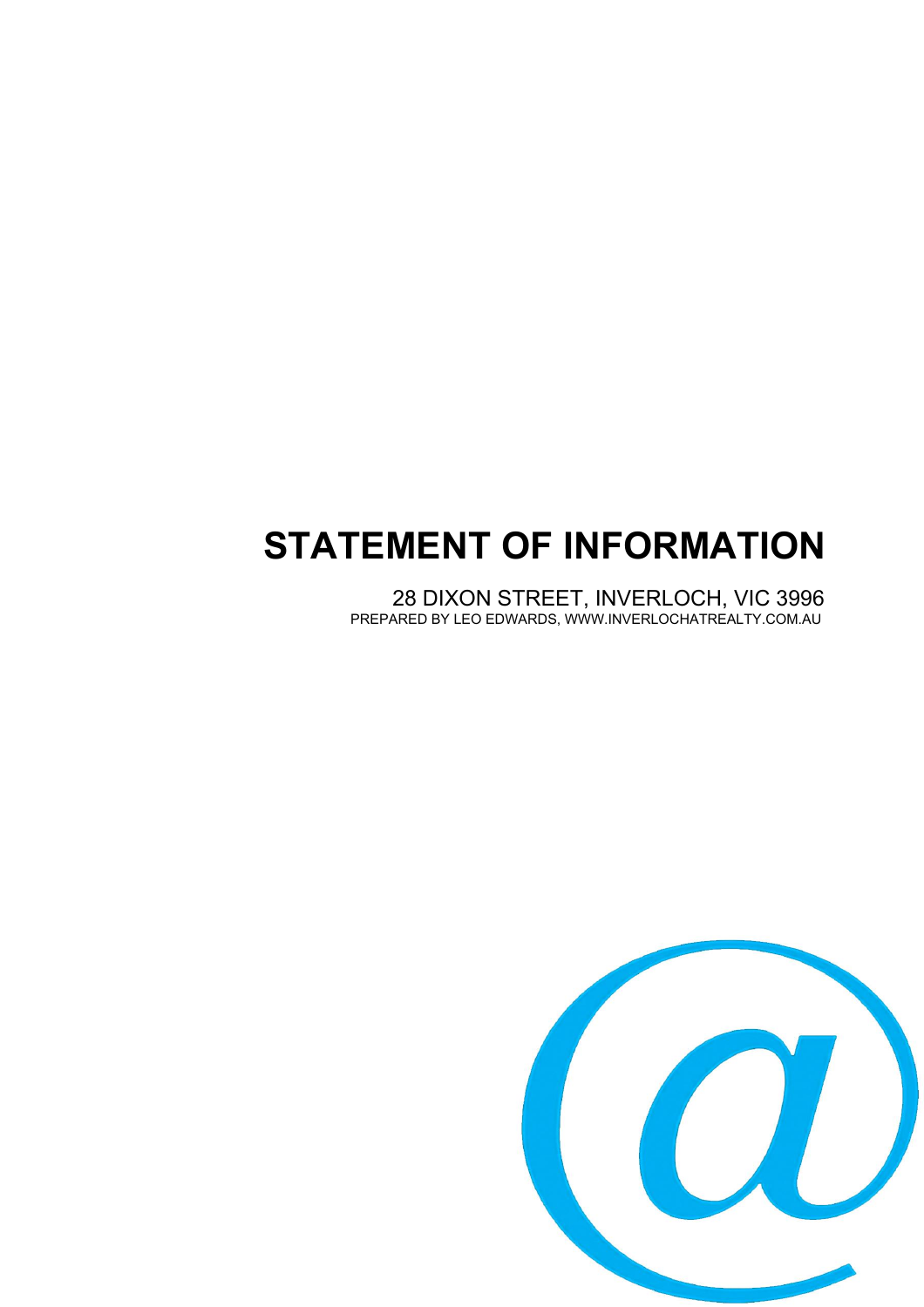# STATEMENT OF INFORMATION

28 DIXON STREET, INVERLOCH, VIC 3996

PREPARED BY LEO EDWARDS, WWW.INVERLOCHATREALTY.COM.AU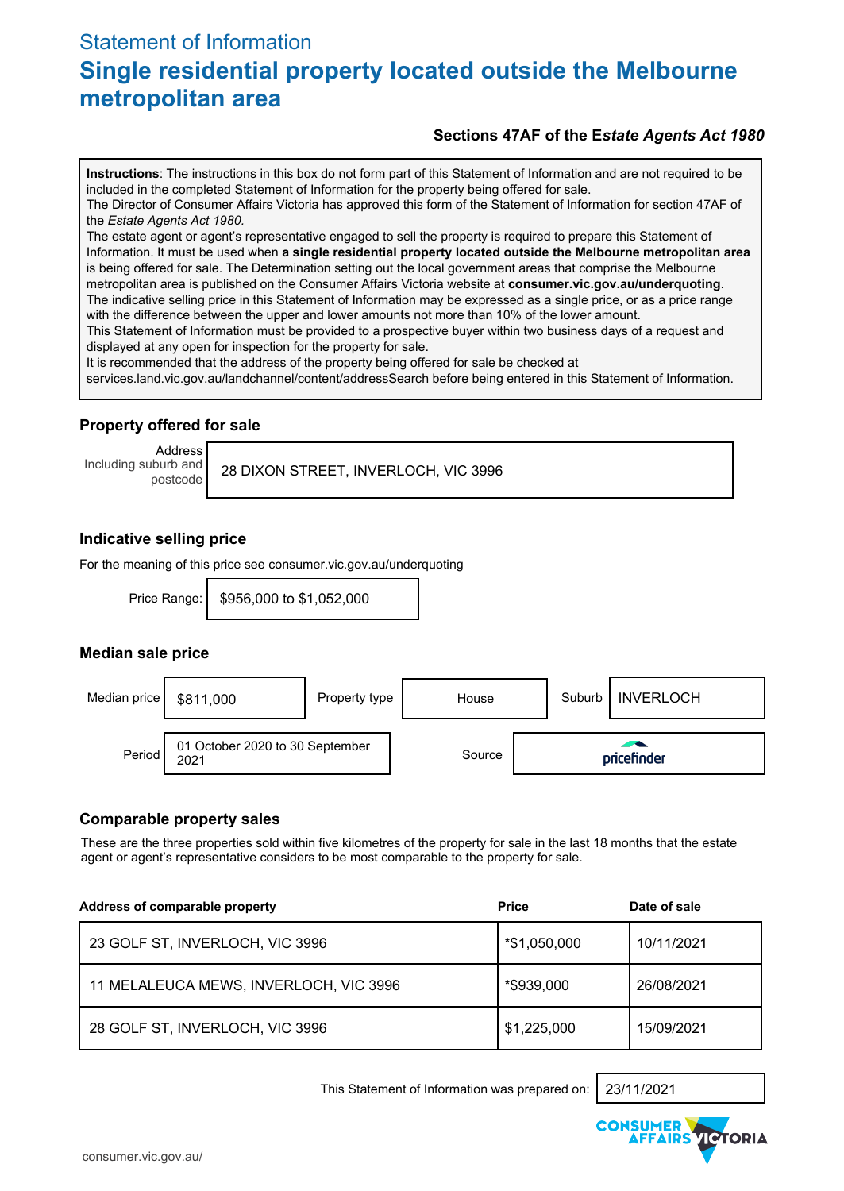## Statement of Information

# Single residential property located outside the Melbourne metropolitan area

**Sections 47AF of the *Estate Agents Act 1980***

**Instructions**: The instructions in this box do not form part of this Statement of Information and are not required to be included in the completed Statement of Information for the property being offered for sale.
The Director of Consumer Affairs Victoria has approved this form of the Statement of Information for section 47AF of the *Estate Agents Act 1980.*
The estate agent or agent's representative engaged to sell the property is required to prepare this Statement of Information. It must be used when **a single residential property located outside the Melbourne metropolitan area** is being offered for sale. The Determination setting out the local government areas that comprise the Melbourne metropolitan area is published on the Consumer Affairs Victoria website at **consumer.vic.gov.au/underquoting**.
The indicative selling price in this Statement of Information may be expressed as a single price, or as a price range with the difference between the upper and lower amounts not more than 10% of the lower amount.
This Statement of Information must be provided to a prospective buyer within two business days of a request and displayed at any open for inspection for the property for sale.
It is recommended that the address of the property being offered for sale be checked at services.land.vic.gov.au/landchannel/content/addressSearch before being entered in this Statement of Information.

### Property offered for sale

| | |
|---|---|
| Address Including suburb and postcode | 28 DIXON STREET, INVERLOCH, VIC 3996 |

### Indicative selling price

For the meaning of this price see consumer.vic.gov.au/underquoting

| | |
|---|---|
| Price Range: | $956,000 to $1,052,000 |

### Median sale price

| | | | | | |
|---|---|---|---|---|---|
| Median price | $811,000 | Property type | House | Suburb | INVERLOCH |
| Period | 01 October 2020 to 30 September 2021 | Source | pricefinder | | |

### Comparable property sales

These are the three properties sold within five kilometres of the property for sale in the last 18 months that the estate agent or agent's representative considers to be most comparable to the property for sale.

| Address of comparable property | Price | Date of sale |
|---|---|---|
| 23 GOLF ST, INVERLOCH, VIC 3996 | *$1,050,000 | 10/11/2021 |
| 11 MELALEUCA MEWS, INVERLOCH, VIC 3996 | *$939,000 | 26/08/2021 |
| 28 GOLF ST, INVERLOCH, VIC 3996 | $1,225,000 | 15/09/2021 |

This Statement of Information was prepared on: 23/11/2021